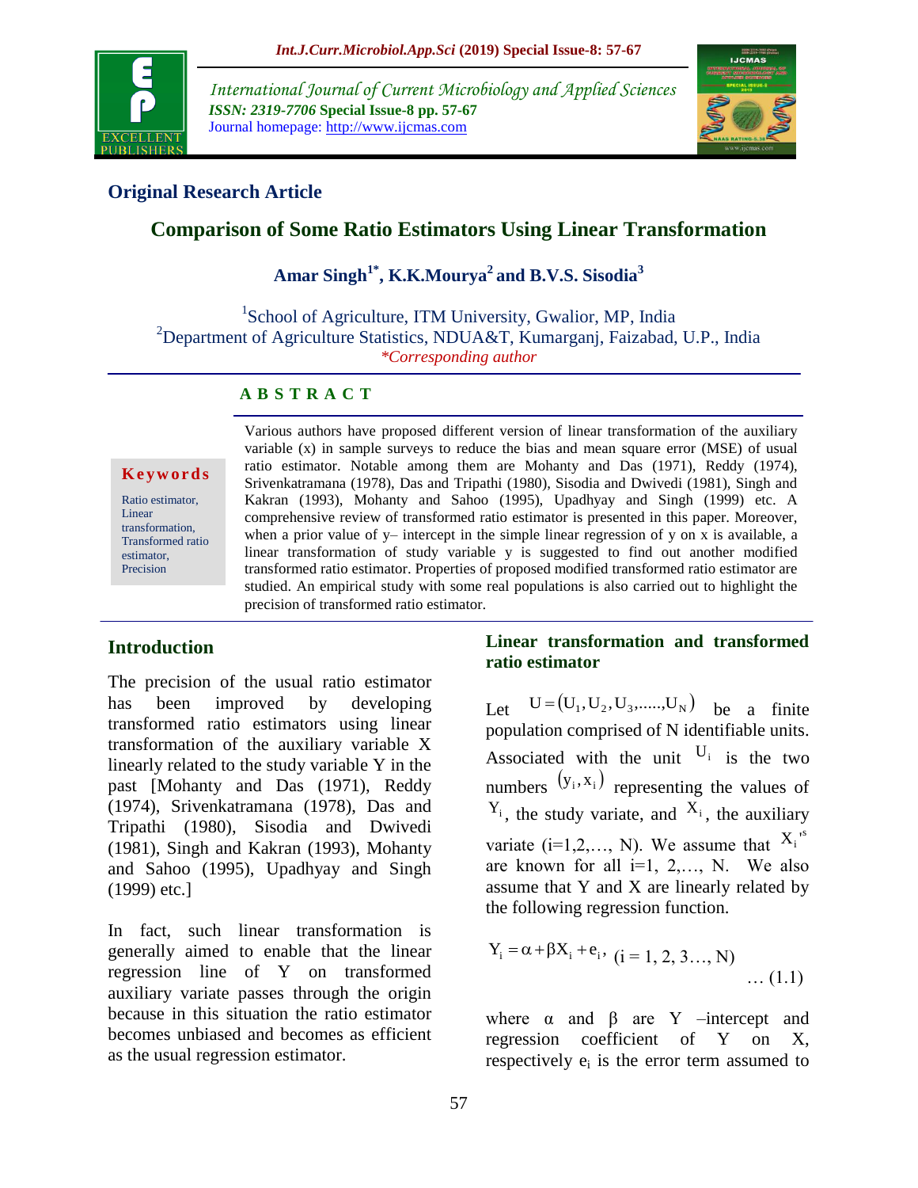International Journal of Current Microbiology and Applied Sciences
*ISSN: 2319-7706* **Special Issue-8 pp. 57-67**
Journal homepage: http://www.ijcmas.com

**Original Research Article**

# Comparison of Some Ratio Estimators Using Linear Transformation

**Amar Singh[1*], K.K.Mourya[2] and B.V.S. Sisodia[3]**

[1]School of Agriculture, ITM University, Gwalior, MP, India
[2]Department of Agriculture Statistics, NDUA&T, Kumarganj, Faizabad, U.P., India
*Corresponding author

**A B S T R A C T**

**Keywords**

Ratio estimator, Linear transformation, Transformed ratio estimator, Precision

Various authors have proposed different version of linear transformation of the auxiliary variable (x) in sample surveys to reduce the bias and mean square error (MSE) of usual ratio estimator. Notable among them are Mohanty and Das (1971), Reddy (1974), Srivenkatramana (1978), Das and Tripathi (1980), Sisodia and Dwivedi (1981), Singh and Kakran (1993), Mohanty and Sahoo (1995), Upadhyay and Singh (1999) etc. A comprehensive review of transformed ratio estimator is presented in this paper. Moreover, when a prior value of y– intercept in the simple linear regression of y on x is available, a linear transformation of study variable y is suggested to find out another modified transformed ratio estimator. Properties of proposed modified transformed ratio estimator are studied. An empirical study with some real populations is also carried out to highlight the precision of transformed ratio estimator.

## Introduction

The precision of the usual ratio estimator has been improved by developing transformed ratio estimators using linear transformation of the auxiliary variable X linearly related to the study variable Y in the past [Mohanty and Das (1971), Reddy (1974), Srivenkatramana (1978), Das and Tripathi (1980), Sisodia and Dwivedi (1981), Singh and Kakran (1993), Mohanty and Sahoo (1995), Upadhyay and Singh (1999) etc.]

In fact, such linear transformation is generally aimed to enable that the linear regression line of Y on transformed auxiliary variate passes through the origin because in this situation the ratio estimator becomes unbiased and becomes as efficient as the usual regression estimator.

## Linear transformation and transformed ratio estimator

Let $U = (U_1, U_2, U_3, \ldots, U_N)$ be a finite population comprised of N identifiable units. Associated with the unit $U_i$ is the two numbers $(y_i, x_i)$ representing the values of $Y_i$, the study variate, and $X_i$, the auxiliary variate (i=1,2,…, N). We assume that $X_i$'s are known for all i=1, 2,…, N. We also assume that Y and X are linearly related by the following regression function.

$$Y_i = \alpha + \beta X_i + e_i, \quad (i = 1, 2, 3\ldots, N) \qquad \ldots (1.1)$$

where α and β are Y –intercept and regression coefficient of Y on X, respectively $e_i$ is the error term assumed to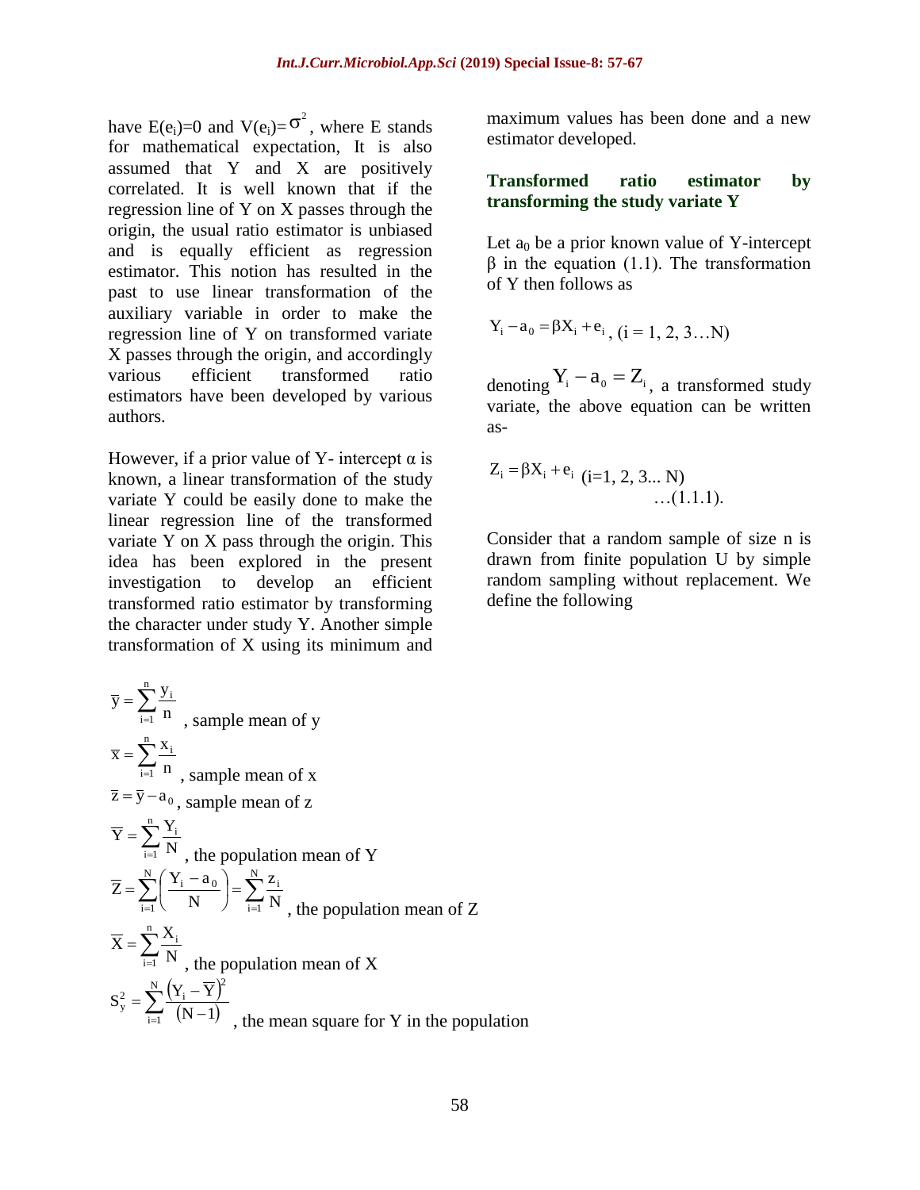have $E(e_i)=0$ and $V(e_i)=\sigma^2$, where E stands for mathematical expectation, It is also assumed that Y and X are positively correlated. It is well known that if the regression line of Y on X passes through the origin, the usual ratio estimator is unbiased and is equally efficient as regression estimator. This notion has resulted in the past to use linear transformation of the auxiliary variable in order to make the regression line of Y on transformed variate X passes through the origin, and accordingly various efficient transformed ratio estimators have been developed by various authors.

However, if a prior value of Y- intercept α is known, a linear transformation of the study variate Y could be easily done to make the linear regression line of the transformed variate Y on X pass through the origin. This idea has been explored in the present investigation to develop an efficient transformed ratio estimator by transforming the character under study Y. Another simple transformation of X using its minimum and maximum values has been done and a new estimator developed.

## Transformed ratio estimator by transforming the study variate Y

Let $a_0$ be a prior known value of Y-intercept β in the equation (1.1). The transformation of Y then follows as

$$Y_i - a_0 = \beta X_i + e_i, \ (i = 1, 2, 3\ldots N)$$

denoting $Y_i - a_0 = Z_i$, a transformed study variate, the above equation can be written as-

$$Z_i = \beta X_i + e_i \ (i=1, 2, 3... N) \quad \ldots(1.1.1).$$

Consider that a random sample of size n is drawn from finite population U by simple random sampling without replacement. We define the following

$\bar{y} = \sum_{i=1}^{n} \frac{y_i}{n}$, sample mean of y

$\bar{x} = \sum_{i=1}^{n} \frac{x_i}{n}$, sample mean of x

$\bar{z} = \bar{y} - a_0$, sample mean of z

$\bar{Y} = \sum_{i=1}^{n} \frac{Y_i}{N}$, the population mean of Y

$\bar{Z} = \sum_{i=1}^{N} \left( \frac{Y_i - a_0}{N} \right) = \sum_{i=1}^{N} \frac{z_i}{N}$, the population mean of Z

$\bar{X} = \sum_{i=1}^{n} \frac{X_i}{N}$, the population mean of X

$S_y^2 = \sum_{i=1}^{N} \frac{(Y_i - \bar{Y})^2}{(N-1)}$, the mean square for Y in the population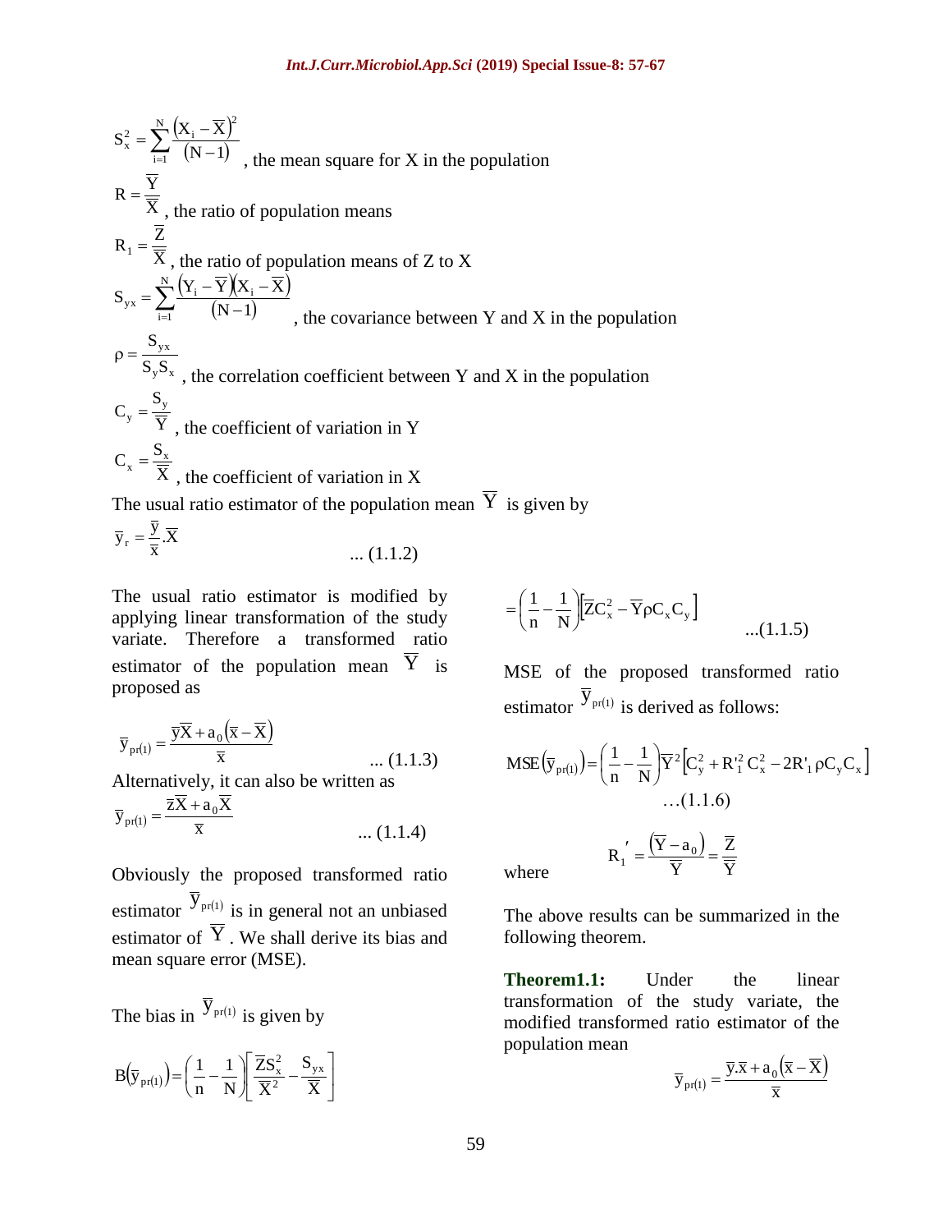$$S_x^2 = \sum_{i=1}^{N} \frac{(X_i - \overline{X})^2}{(N-1)}$$, the mean square for X in the population

$$R = \frac{\overline{Y}}{\overline{X}}$$, the ratio of population means

$$R_1 = \frac{\overline{Z}}{\overline{X}}$$, the ratio of population means of Z to X

$$S_{yx} = \sum_{i=1}^{N} \frac{(Y_i - \overline{Y})(X_i - \overline{X})}{(N-1)}$$, the covariance between Y and X in the population

$$\rho = \frac{S_{yx}}{S_y S_x}$$, the correlation coefficient between Y and X in the population

$$C_y = \frac{S_y}{\overline{Y}}$$, the coefficient of variation in Y

$$C_x = \frac{S_x}{\overline{X}}$$, the coefficient of variation in X

The usual ratio estimator of the population mean $\overline{Y}$ is given by

$$\overline{y}_r = \frac{\overline{y}}{\overline{x}}.\overline{X} \qquad \text{... (1.1.2)}$$

The usual ratio estimator is modified by applying linear transformation of the study variate. Therefore a transformed ratio estimator of the population mean $\overline{Y}$ is proposed as

$$\overline{y}_{pr(1)} = \frac{\overline{y}\overline{X} + a_0(\overline{x} - \overline{X})}{\overline{x}} \qquad \text{... (1.1.3)}$$

Alternatively, it can also be written as

$$\overline{y}_{pr(1)} = \frac{\overline{z}\overline{X} + a_0\overline{X}}{\overline{x}} \qquad \text{... (1.1.4)}$$

Obviously the proposed transformed ratio estimator $\overline{y}_{pr(1)}$ is in general not an unbiased estimator of $\overline{Y}$. We shall derive its bias and mean square error (MSE).

The bias in $\overline{y}_{pr(1)}$ is given by

$$B(\overline{y}_{pr(1)}) = \left(\frac{1}{n} - \frac{1}{N}\right)\left[\frac{\overline{Z}S_x^2}{\overline{X}^2} - \frac{S_{yx}}{\overline{X}}\right]$$

$$= \left(\frac{1}{n} - \frac{1}{N}\right)\left[\overline{Z}C_x^2 - \overline{Y}\rho C_x C_y\right] \qquad \text{...(1.1.5)}$$

MSE of the proposed transformed ratio estimator $\overline{y}_{pr(1)}$ is derived as follows:

$$MSE(\overline{y}_{pr(1)}) = \left(\frac{1}{n} - \frac{1}{N}\right)\overline{Y}^2\left[C_y^2 + R_1'^2 C_x^2 - 2R'_1 \rho C_y C_x\right] \qquad \text{…(1.1.6)}$$

where $$R_1' = \frac{(\overline{Y} - a_0)}{\overline{Y}} = \frac{\overline{Z}}{\overline{Y}}$$

The above results can be summarized in the following theorem.

**Theorem1.1:** Under the linear transformation of the study variate, the modified transformed ratio estimator of the population mean

$$\overline{y}_{pr(1)} = \frac{\overline{y}.\overline{x} + a_0(\overline{x} - \overline{X})}{\overline{x}}$$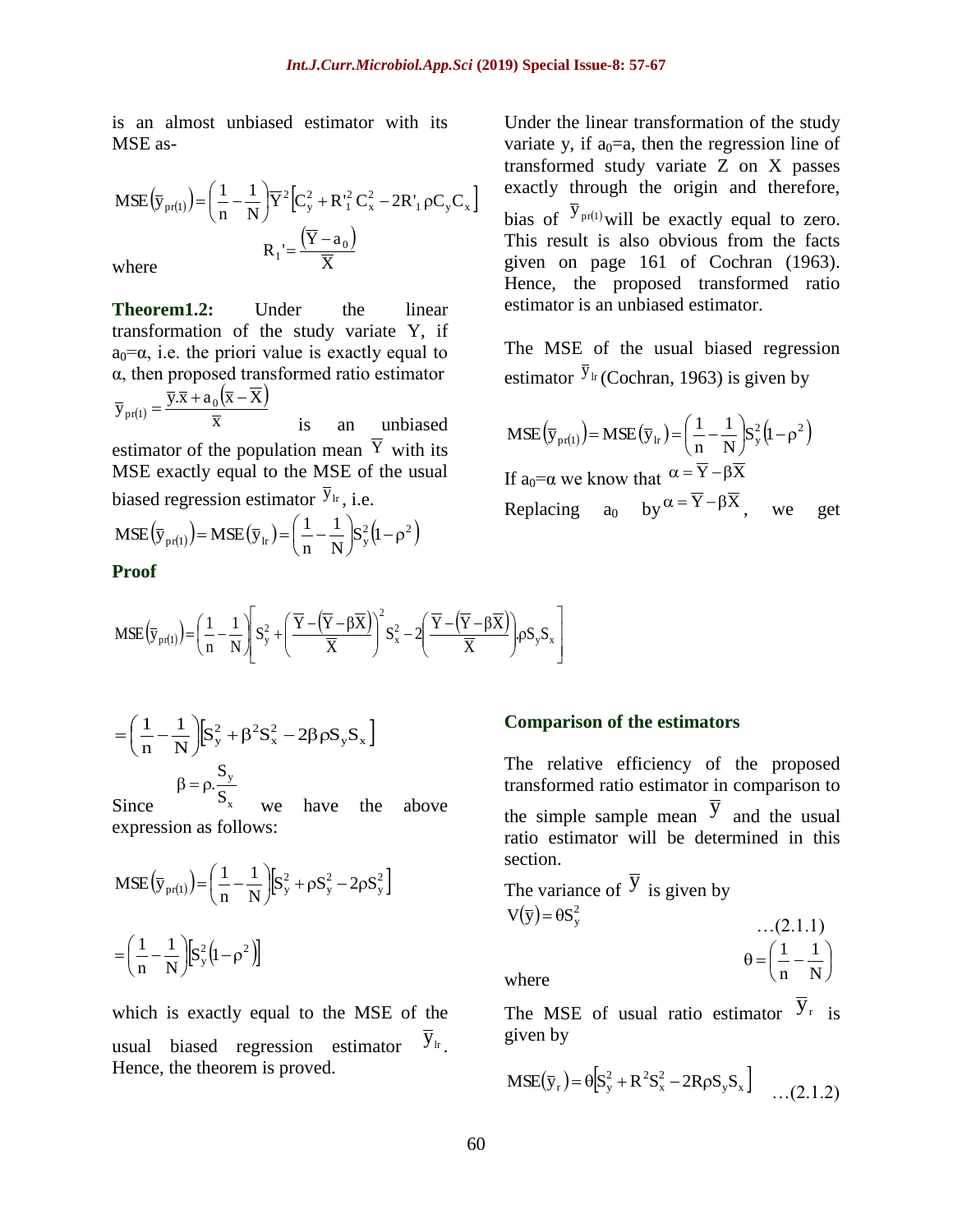is an almost unbiased estimator with its MSE as-

$$\mathrm{MSE}\left(\bar{y}_{pr(1)}\right)=\left(\frac{1}{n}-\frac{1}{N}\right)\bar{Y}^2\left[C_y^2+R_1'^2C_x^2-2R_1'\rho C_y C_x\right]$$

where $R_1'=\dfrac{\left(\bar{Y}-a_0\right)}{\bar{X}}$

**Theorem1.2:** Under the linear transformation of the study variate Y, if $a_0=\alpha$, i.e. the priori value is exactly equal to $\alpha$, then proposed transformed ratio estimator $\bar{y}_{pr(1)}=\dfrac{\bar{y}.\bar{x}+a_0\left(\bar{x}-\bar{X}\right)}{\bar{x}}$ is an unbiased estimator of the population mean $\bar{Y}$ with its MSE exactly equal to the MSE of the usual biased regression estimator $\bar{y}_{lr}$, i.e.

$$\mathrm{MSE}\left(\bar{y}_{pr(1)}\right)=\mathrm{MSE}\left(\bar{y}_{lr}\right)=\left(\frac{1}{n}-\frac{1}{N}\right)S_y^2\left(1-\rho^2\right)$$

**Proof**

Under the linear transformation of the study variate y, if $a_0=a$, then the regression line of transformed study variate Z on X passes exactly through the origin and therefore, bias of $\bar{y}_{pr(1)}$ will be exactly equal to zero. This result is also obvious from the facts given on page 161 of Cochran (1963). Hence, the proposed transformed ratio estimator is an unbiased estimator.

The MSE of the usual biased regression estimator $\bar{y}_{lr}$ (Cochran, 1963) is given by

$$\mathrm{MSE}\left(\bar{y}_{pr(1)}\right)=\mathrm{MSE}\left(\bar{y}_{lr}\right)=\left(\frac{1}{n}-\frac{1}{N}\right)S_y^2\left(1-\rho^2\right)$$

If $a_0=\alpha$ we know that $\alpha=\bar{Y}-\beta\bar{X}$

Replacing $a_0$ by $\alpha=\bar{Y}-\beta\bar{X}$, we get

$$\mathrm{MSE}\left(\bar{y}_{pr(1)}\right)=\left(\frac{1}{n}-\frac{1}{N}\right)\left[S_y^2+\left(\frac{\bar{Y}-\left(\bar{Y}-\beta\bar{X}\right)}{\bar{X}}\right)^2S_x^2-2\left(\frac{\bar{Y}-\left(\bar{Y}-\beta\bar{X}\right)}{\bar{X}}\right)\rho S_y S_x\right]$$

$$=\left(\frac{1}{n}-\frac{1}{N}\right)\left[S_y^2+\beta^2S_x^2-2\beta\rho S_y S_x\right]$$

Since $\beta=\rho.\dfrac{S_y}{S_x}$ we have the above expression as follows:

$$\mathrm{MSE}\left(\bar{y}_{pr(1)}\right)=\left(\frac{1}{n}-\frac{1}{N}\right)\left[S_y^2+\rho S_y^2-2\rho S_y^2\right]$$

$$=\left(\frac{1}{n}-\frac{1}{N}\right)\left[S_y^2\left(1-\rho^2\right)\right]$$

which is exactly equal to the MSE of the usual biased regression estimator $\bar{y}_{lr}$. Hence, the theorem is proved.

**Comparison of the estimators**

The relative efficiency of the proposed transformed ratio estimator in comparison to the simple sample mean $\bar{y}$ and the usual ratio estimator will be determined in this section.

The variance of $\bar{y}$ is given by

$$V\left(\bar{y}\right)=\theta S_y^2 \qquad \ldots(2.1.1)$$

where $\theta=\left(\dfrac{1}{n}-\dfrac{1}{N}\right)$

The MSE of usual ratio estimator $\bar{y}_r$ is given by

$$\mathrm{MSE}\left(\bar{y}_r\right)=\theta\left[S_y^2+R^2S_x^2-2R\rho S_y S_x\right] \qquad \ldots(2.1.2)$$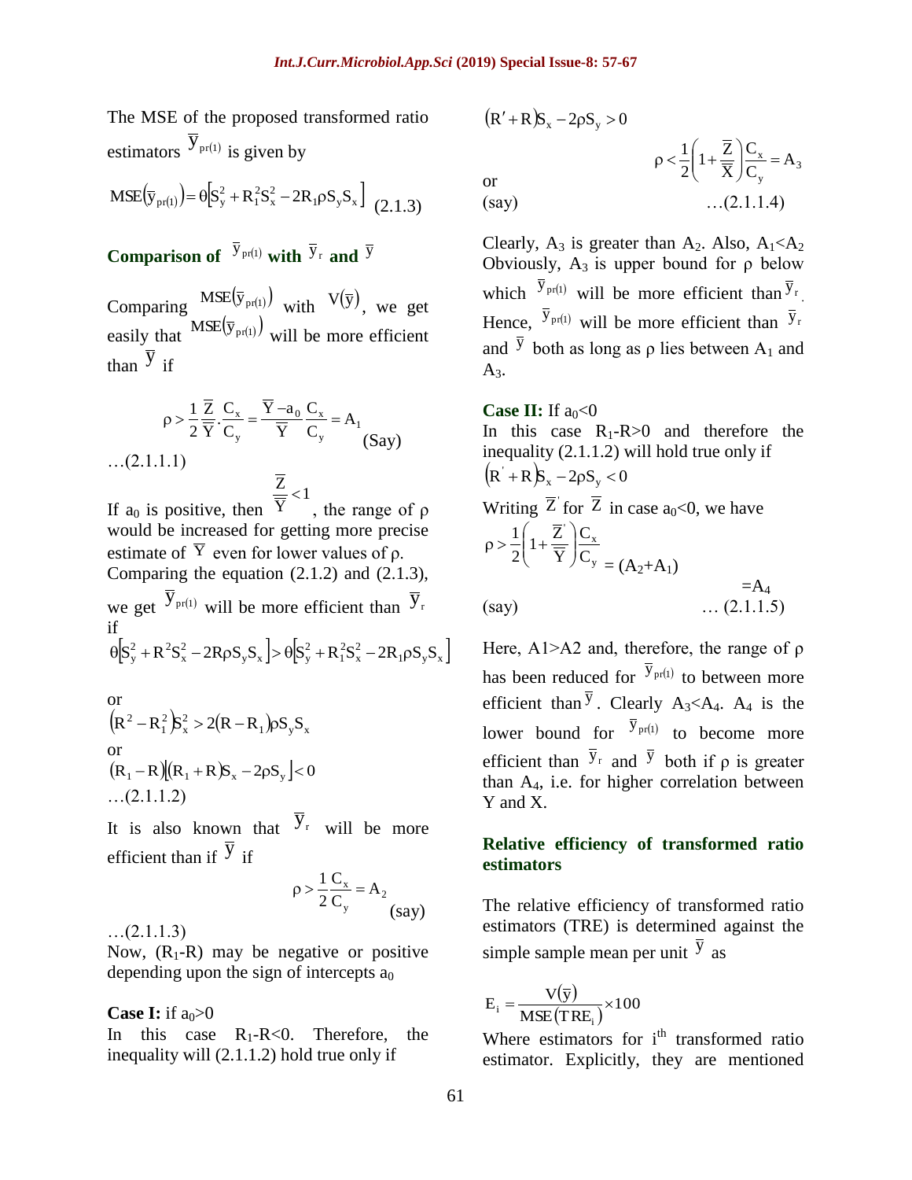The MSE of the proposed transformed ratio estimators $\bar{y}_{pr(1)}$ is given by

$$\text{MSE}(\bar{y}_{pr(1)}) = \theta\left[S_y^2 + R_1^2 S_x^2 - 2R_1\rho S_y S_x\right] \quad (2.1.3)$$

### Comparison of $\bar{y}_{pr(1)}$ with $\bar{y}_r$ and $\bar{y}$

Comparing $\text{MSE}(\bar{y}_{pr(1)})$ with $V(\bar{y})$, we get easily that $\text{MSE}(\bar{y}_{pr(1)})$ will be more efficient than $\bar{y}$ if

$$\rho > \frac{1}{2}\frac{\bar{Z}}{\bar{Y}} \cdot \frac{C_x}{C_y} = \frac{\bar{Y} - a_0}{\bar{Y}}\frac{C_x}{C_y} = A_1 \text{ (Say)}$$

…(2.1.1.1)

If $a_0$ is positive, then $\frac{\bar{Z}}{\bar{Y}} < 1$, the range of ρ would be increased for getting more precise estimate of $\bar{Y}$ even for lower values of ρ.

Comparing the equation (2.1.2) and (2.1.3), we get $\bar{y}_{pr(1)}$ will be more efficient than $\bar{y}_r$ if

$$\theta\left[S_y^2 + R^2 S_x^2 - 2R\rho S_y S_x\right] > \theta\left[S_y^2 + R_1^2 S_x^2 - 2R_1\rho S_y S_x\right]$$

or

$$\left(R^2 - R_1^2\right)S_x^2 > 2(R - R_1)\rho S_y S_x$$

or

$$(R_1 - R)\left[(R_1 + R)S_x - 2\rho S_y\right] < 0$$

…(2.1.1.2)

It is also known that $\bar{y}_r$ will be more efficient than if $\bar{y}$ if

$$\rho > \frac{1}{2}\frac{C_x}{C_y} = A_2 \text{ (say)}$$

…(2.1.1.3)

Now, $(R_1$-$R)$ may be negative or positive depending upon the sign of intercepts $a_0$

**Case I:** if $a_0 > 0$

In this case $R_1$-$R<0$. Therefore, the inequality will (2.1.1.2) hold true only if

$$(R' + R)S_x - 2\rho S_y > 0$$

or

$$\rho < \frac{1}{2}\left(1 + \frac{\bar{Z}}{\bar{X}}\right)\frac{C_x}{C_y} = A_3$$

(say) …(2.1.1.4)

Clearly, $A_3$ is greater than $A_2$. Also, $A_1 < A_2$ Obviously, $A_3$ is upper bound for ρ below which $\bar{y}_{pr(1)}$ will be more efficient than $\bar{y}_r$. Hence, $\bar{y}_{pr(1)}$ will be more efficient than $\bar{y}_r$ and $\bar{y}$ both as long as ρ lies between $A_1$ and $A_3$.

**Case II:** If $a_0 < 0$

In this case $R_1$-$R>0$ and therefore the inequality (2.1.1.2) will hold true only if

$$\left(R' + R\right)S_x - 2\rho S_y < 0$$

Writing $\bar{Z}'$ for $\bar{Z}$ in case $a_0 < 0$, we have

$$\rho > \frac{1}{2}\left(1 + \frac{\bar{Z}'}{\bar{Y}}\right)\frac{C_x}{C_y} = (A_2 + A_1)$$

$$= A_4$$

(say) … (2.1.1.5)

Here, A1>A2 and, therefore, the range of ρ has been reduced for $\bar{y}_{pr(1)}$ to between more efficient than $\bar{y}$. Clearly $A_3 < A_4$. $A_4$ is the lower bound for $\bar{y}_{pr(1)}$ to become more efficient than $\bar{y}_r$ and $\bar{y}$ both if ρ is greater than $A_4$, i.e. for higher correlation between Y and X.

### Relative efficiency of transformed ratio estimators

The relative efficiency of transformed ratio estimators (TRE) is determined against the simple sample mean per unit $\bar{y}$ as

$$E_i = \frac{V(\bar{y})}{\text{MSE}(\text{TRE}_i)} \times 100$$

Where estimators for $i^{th}$ transformed ratio estimator. Explicitly, they are mentioned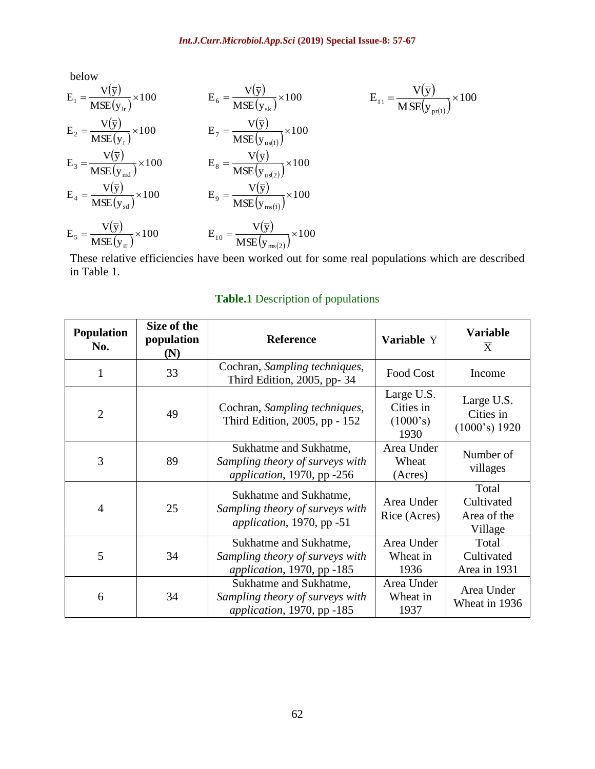below

$$E_1 = \frac{V(\bar{y})}{MSE(y_{lr})} \times 100$$

$$E_2 = \frac{V(\bar{y})}{MSE(y_{r})} \times 100$$

$$E_3 = \frac{V(\bar{y})}{MSE(y_{md})} \times 100$$

$$E_4 = \frac{V(\bar{y})}{MSE(y_{sd})} \times 100$$

$$E_5 = \frac{V(\bar{y})}{MSE(y_{rr})} \times 100$$

$$E_6 = \frac{V(\bar{y})}{MSE(y_{sk})} \times 100$$

$$E_7 = \frac{V(\bar{y})}{MSE(y_{us(1)})} \times 100$$

$$E_8 = \frac{V(\bar{y})}{MSE(y_{us(2)})} \times 100$$

$$E_9 = \frac{V(\bar{y})}{MSE(y_{ms(1)})} \times 100$$

$$E_{10} = \frac{V(\bar{y})}{MSE(y_{ms(2)})} \times 100$$

$$E_{11} = \frac{V(\bar{y})}{MSE(y_{pr(1)})} \times 100$$

These relative efficiencies have been worked out for some real populations which are described in Table 1.

**Table.1** Description of populations

| Population No. | Size of the population (N) | Reference | Variable $\bar{Y}$ | Variable $\bar{X}$ |
|---|---|---|---|---|
| 1 | 33 | Cochran, *Sampling techniques*, Third Edition, 2005, pp- 34 | Food Cost | Income |
| 2 | 49 | Cochran, *Sampling techniques*, Third Edition, 2005, pp - 152 | Large U.S. Cities in (1000's) 1930 | Large U.S. Cities in (1000's) 1920 |
| 3 | 89 | Sukhatme and Sukhatme, *Sampling theory of surveys with application*, 1970, pp -256 | Area Under Wheat (Acres) | Number of villages |
| 4 | 25 | Sukhatme and Sukhatme, *Sampling theory of surveys with application*, 1970, pp -51 | Area Under Rice (Acres) | Total Cultivated Area of the Village |
| 5 | 34 | Sukhatme and Sukhatme, *Sampling theory of surveys with application*, 1970, pp -185 | Area Under Wheat in 1936 | Total Cultivated Area in 1931 |
| 6 | 34 | Sukhatme and Sukhatme, *Sampling theory of surveys with application*, 1970, pp -185 | Area Under Wheat in 1937 | Area Under Wheat in 1936 |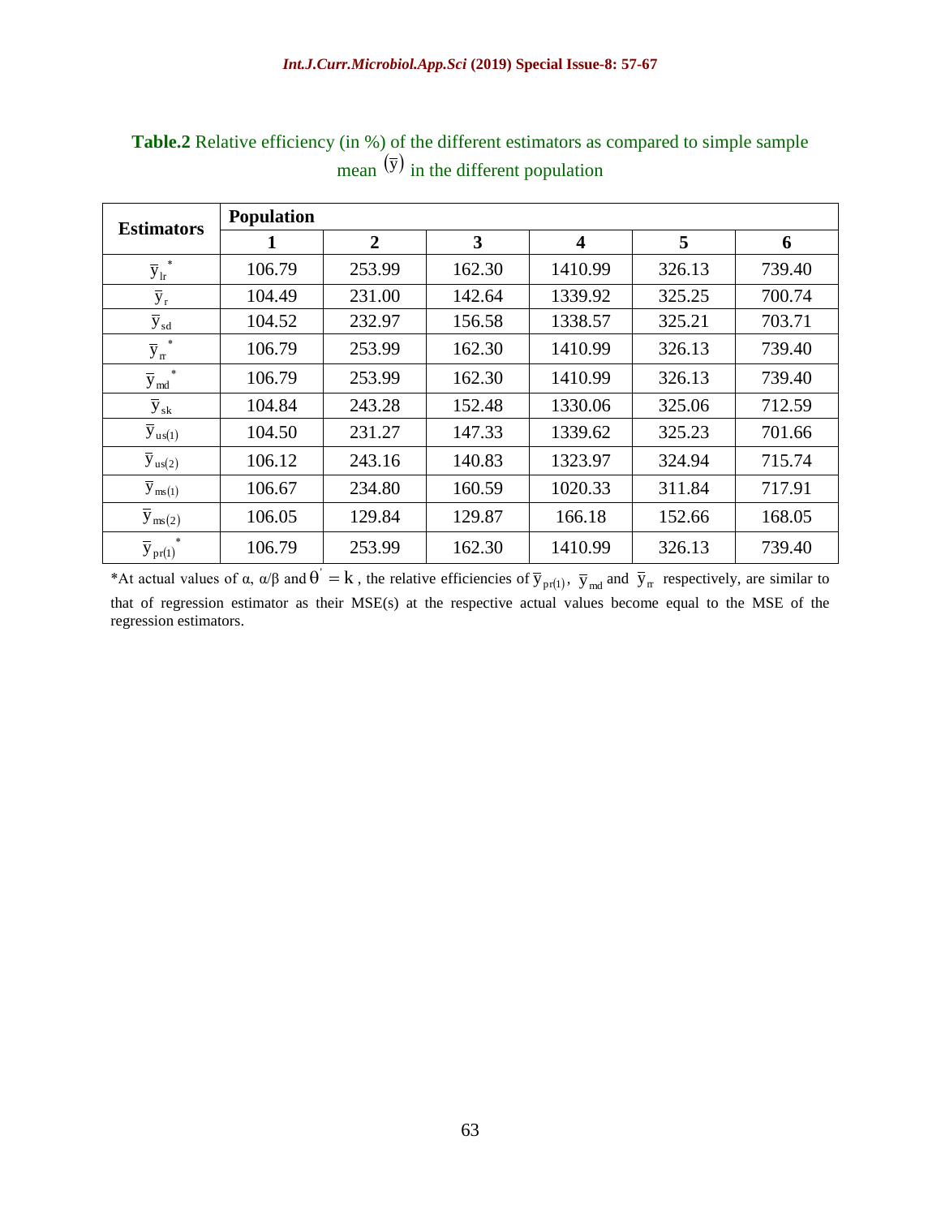**Table.2** Relative efficiency (in %) of the different estimators as compared to simple sample mean $(\bar{y})$ in the different population

| Estimators | Population | | | | | |
|---|---|---|---|---|---|---|
| | **1** | **2** | **3** | **4** | **5** | **6** |
| $\bar{y}_{lr}^{*}$ | 106.79 | 253.99 | 162.30 | 1410.99 | 326.13 | 739.40 |
| $\bar{y}_{r}$ | 104.49 | 231.00 | 142.64 | 1339.92 | 325.25 | 700.74 |
| $\bar{y}_{sd}$ | 104.52 | 232.97 | 156.58 | 1338.57 | 325.21 | 703.71 |
| $\bar{y}_{rr}^{*}$ | 106.79 | 253.99 | 162.30 | 1410.99 | 326.13 | 739.40 |
| $\bar{y}_{md}^{*}$ | 106.79 | 253.99 | 162.30 | 1410.99 | 326.13 | 739.40 |
| $\bar{y}_{sk}$ | 104.84 | 243.28 | 152.48 | 1330.06 | 325.06 | 712.59 |
| $\bar{y}_{us(1)}$ | 104.50 | 231.27 | 147.33 | 1339.62 | 325.23 | 701.66 |
| $\bar{y}_{us(2)}$ | 106.12 | 243.16 | 140.83 | 1323.97 | 324.94 | 715.74 |
| $\bar{y}_{ms(1)}$ | 106.67 | 234.80 | 160.59 | 1020.33 | 311.84 | 717.91 |
| $\bar{y}_{ms(2)}$ | 106.05 | 129.84 | 129.87 | 166.18 | 152.66 | 168.05 |
| $\bar{y}_{pr(1)}^{*}$ | 106.79 | 253.99 | 162.30 | 1410.99 | 326.13 | 739.40 |

*At actual values of α, α/β and $\theta' = k$, the relative efficiencies of $\bar{y}_{pr(1)}$, $\bar{y}_{md}$ and $\bar{y}_{rr}$ respectively, are similar to that of regression estimator as their MSE(s) at the respective actual values become equal to the MSE of the regression estimators.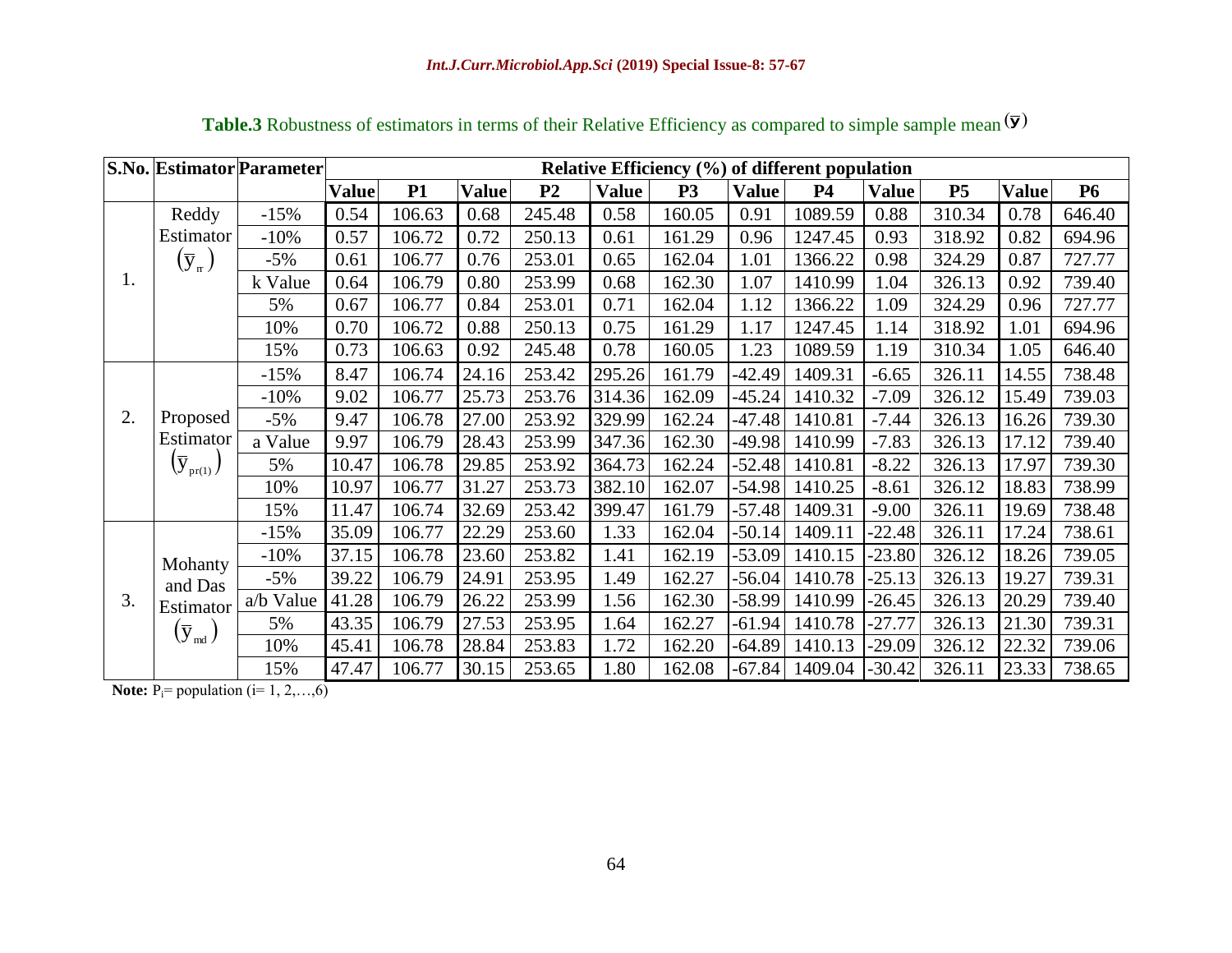**Table.3** Robustness of estimators in terms of their Relative Efficiency as compared to simple sample mean $(\bar{y})$

| S.No. | Estimator | Parameter | Relative Efficiency (%) of different population | | | | | | | | | | | |
|---|---|---|---|---|---|---|---|---|---|---|---|---|---|---|
| | | | Value | P1 | Value | P2 | Value | P3 | Value | P4 | Value | P5 | Value | P6 |
| 1. | Reddy Estimator $(\bar{y}_{rr})$ | -15% | 0.54 | 106.63 | 0.68 | 245.48 | 0.58 | 160.05 | 0.91 | 1089.59 | 0.88 | 310.34 | 0.78 | 646.40 |
| | | -10% | 0.57 | 106.72 | 0.72 | 250.13 | 0.61 | 161.29 | 0.96 | 1247.45 | 0.93 | 318.92 | 0.82 | 694.96 |
| | | -5% | 0.61 | 106.77 | 0.76 | 253.01 | 0.65 | 162.04 | 1.01 | 1366.22 | 0.98 | 324.29 | 0.87 | 727.77 |
| | | k Value | 0.64 | 106.79 | 0.80 | 253.99 | 0.68 | 162.30 | 1.07 | 1410.99 | 1.04 | 326.13 | 0.92 | 739.40 |
| | | 5% | 0.67 | 106.77 | 0.84 | 253.01 | 0.71 | 162.04 | 1.12 | 1366.22 | 1.09 | 324.29 | 0.96 | 727.77 |
| | | 10% | 0.70 | 106.72 | 0.88 | 250.13 | 0.75 | 161.29 | 1.17 | 1247.45 | 1.14 | 318.92 | 1.01 | 694.96 |
| | | 15% | 0.73 | 106.63 | 0.92 | 245.48 | 0.78 | 160.05 | 1.23 | 1089.59 | 1.19 | 310.34 | 1.05 | 646.40 |
| 2. | Proposed Estimator $(\bar{y}_{pr(1)})$ | -15% | 8.47 | 106.74 | 24.16 | 253.42 | 295.26 | 161.79 | -42.49 | 1409.31 | -6.65 | 326.11 | 14.55 | 738.48 |
| | | -10% | 9.02 | 106.77 | 25.73 | 253.76 | 314.36 | 162.09 | -45.24 | 1410.32 | -7.09 | 326.12 | 15.49 | 739.03 |
| | | -5% | 9.47 | 106.78 | 27.00 | 253.92 | 329.99 | 162.24 | -47.48 | 1410.81 | -7.44 | 326.13 | 16.26 | 739.30 |
| | | a Value | 9.97 | 106.79 | 28.43 | 253.99 | 347.36 | 162.30 | -49.98 | 1410.99 | -7.83 | 326.13 | 17.12 | 739.40 |
| | | 5% | 10.47 | 106.78 | 29.85 | 253.92 | 364.73 | 162.24 | -52.48 | 1410.81 | -8.22 | 326.13 | 17.97 | 739.30 |
| | | 10% | 10.97 | 106.77 | 31.27 | 253.73 | 382.10 | 162.07 | -54.98 | 1410.25 | -8.61 | 326.12 | 18.83 | 738.99 |
| | | 15% | 11.47 | 106.74 | 32.69 | 253.42 | 399.47 | 161.79 | -57.48 | 1409.31 | -9.00 | 326.11 | 19.69 | 738.48 |
| 3. | Mohanty and Das Estimator $(\bar{y}_{md})$ | -15% | 35.09 | 106.77 | 22.29 | 253.60 | 1.33 | 162.04 | -50.14 | 1409.11 | -22.48 | 326.11 | 17.24 | 738.61 |
| | | -10% | 37.15 | 106.78 | 23.60 | 253.82 | 1.41 | 162.19 | -53.09 | 1410.15 | -23.80 | 326.12 | 18.26 | 739.05 |
| | | -5% | 39.22 | 106.79 | 24.91 | 253.95 | 1.49 | 162.27 | -56.04 | 1410.78 | -25.13 | 326.13 | 19.27 | 739.31 |
| | | a/b Value | 41.28 | 106.79 | 26.22 | 253.99 | 1.56 | 162.30 | -58.99 | 1410.99 | -26.45 | 326.13 | 20.29 | 739.40 |
| | | 5% | 43.35 | 106.79 | 27.53 | 253.95 | 1.64 | 162.27 | -61.94 | 1410.78 | -27.77 | 326.13 | 21.30 | 739.31 |
| | | 10% | 45.41 | 106.78 | 28.84 | 253.83 | 1.72 | 162.20 | -64.89 | 1410.13 | -29.09 | 326.12 | 22.32 | 739.06 |
| | | 15% | 47.47 | 106.77 | 30.15 | 253.65 | 1.80 | 162.08 | -67.84 | 1409.04 | -30.42 | 326.11 | 23.33 | 738.65 |

**Note:** $P_i$= population (i= 1, 2,…,6)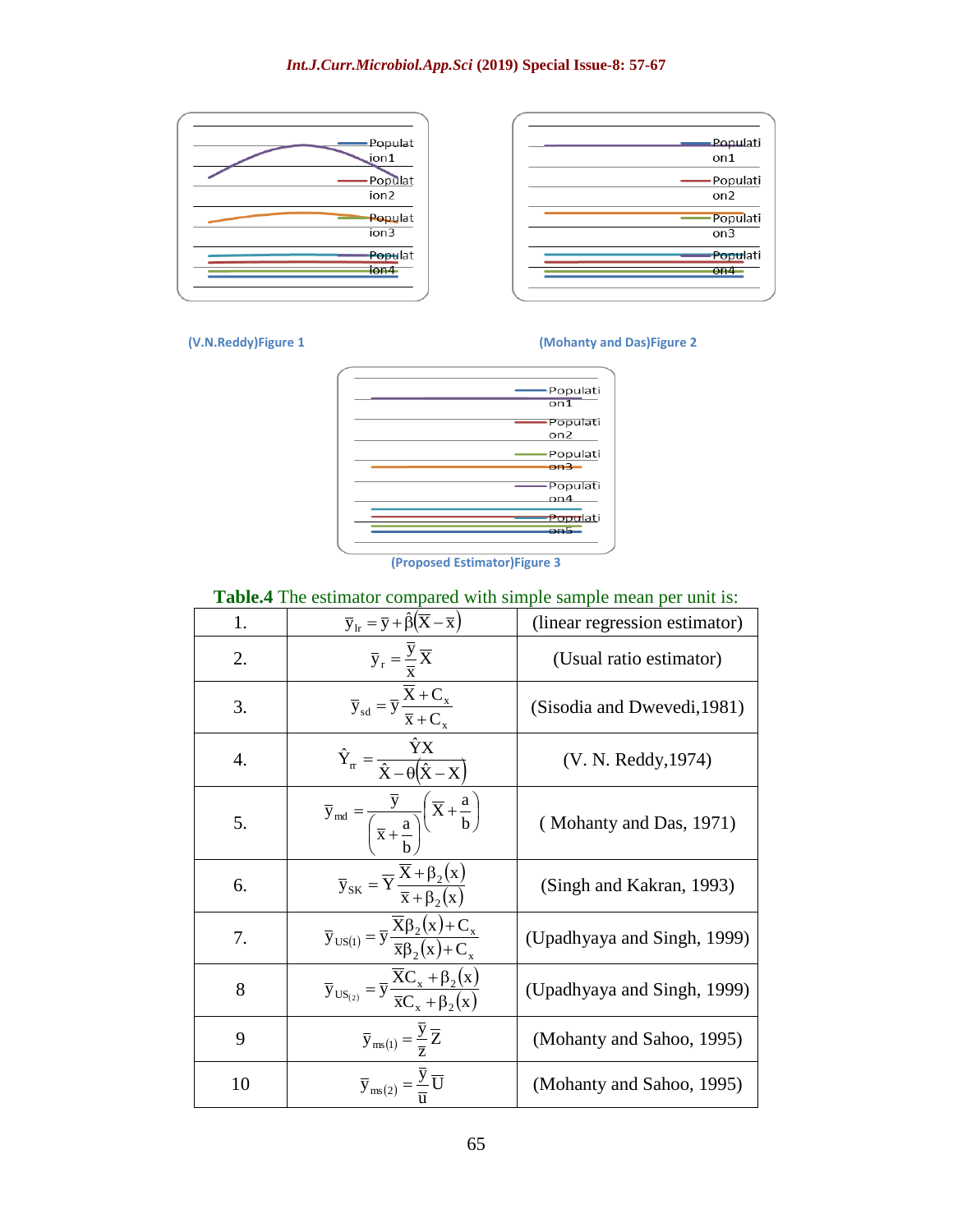(V.N.Reddy)Figure 1

(Mohanty and Das)Figure 2

(Proposed Estimator)Figure 3

**Table.4** The estimator compared with simple sample mean per unit is:

| | | |
|---|---|---|
| 1. | $\bar{y}_{lr} = \bar{y} + \hat{\beta}(\bar{X} - \bar{x})$ | (linear regression estimator) |
| 2. | $\bar{y}_r = \dfrac{\bar{y}}{\bar{x}}\bar{X}$ | (Usual ratio estimator) |
| 3. | $\bar{y}_{sd} = \bar{y}\dfrac{\bar{X} + C_x}{\bar{x} + C_x}$ | (Sisodia and Dwevedi,1981) |
| 4. | $\hat{Y}_{rr} = \dfrac{\hat{Y}X}{\hat{X} - \theta(\hat{X} - X)}$ | (V. N. Reddy,1974) |
| 5. | $\bar{y}_{md} = \dfrac{\bar{y}}{\left(\bar{x} + \dfrac{a}{b}\right)}\left(\bar{X} + \dfrac{a}{b}\right)$ | ( Mohanty and Das, 1971) |
| 6. | $\bar{y}_{SK} = \bar{Y}\dfrac{\bar{X} + \beta_2(x)}{\bar{x} + \beta_2(x)}$ | (Singh and Kakran, 1993) |
| 7. | $\bar{y}_{US(1)} = \bar{y}\dfrac{\bar{X}\beta_2(x) + C_x}{\bar{x}\beta_2(x) + C_x}$ | (Upadhyaya and Singh, 1999) |
| 8 | $\bar{y}_{US_{(2)}} = \bar{y}\dfrac{\bar{X}C_x + \beta_2(x)}{\bar{x}C_x + \beta_2(x)}$ | (Upadhyaya and Singh, 1999) |
| 9 | $\bar{y}_{ms(1)} = \dfrac{\bar{y}}{\bar{z}}\bar{Z}$ | (Mohanty and Sahoo, 1995) |
| 10 | $\bar{y}_{ms(2)} = \dfrac{\bar{y}}{\bar{u}}\bar{U}$ | (Mohanty and Sahoo, 1995) |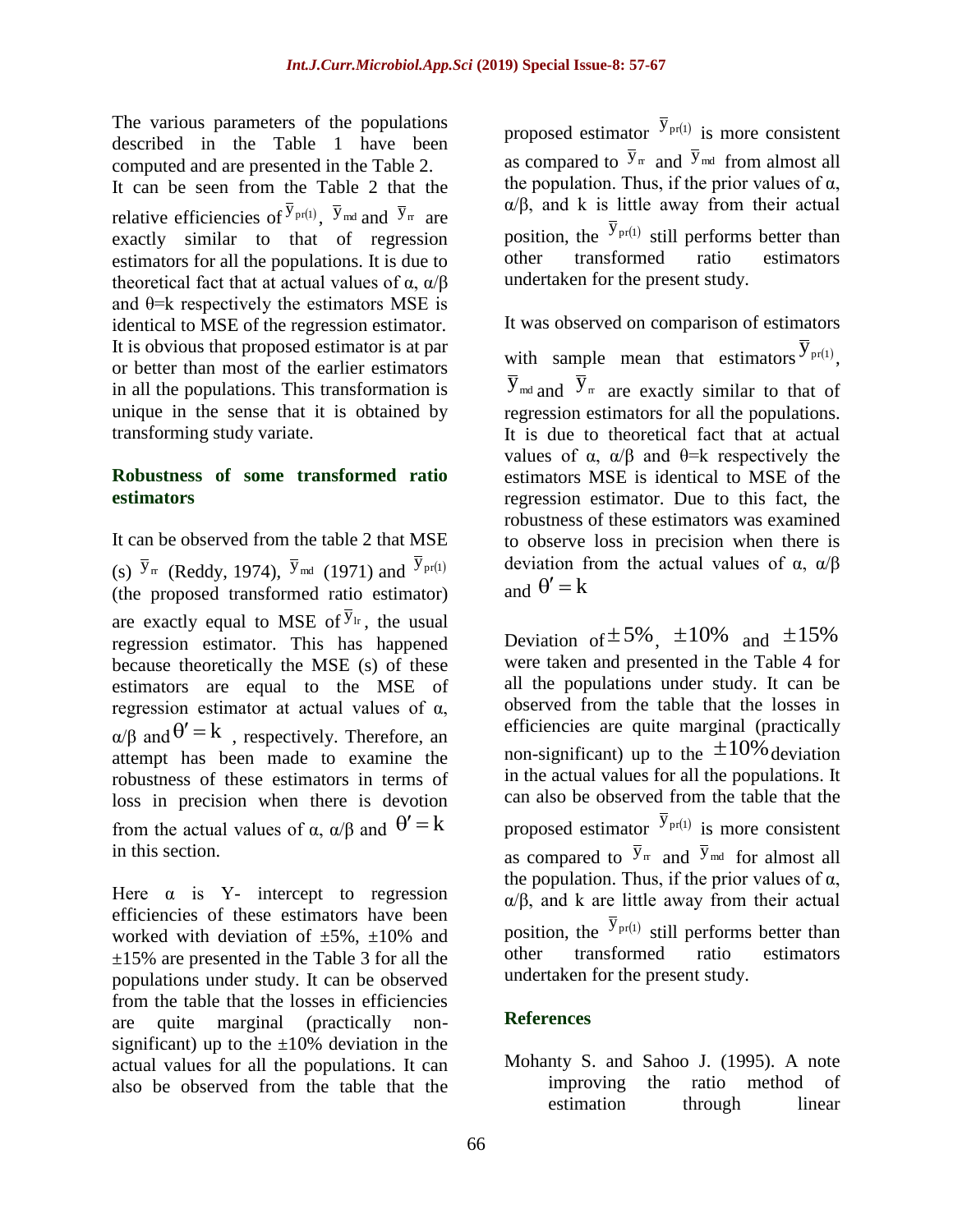The various parameters of the populations described in the Table 1 have been computed and are presented in the Table 2.

It can be seen from the Table 2 that the relative efficiencies of $\bar{y}_{pr(1)}$, $\bar{y}_{md}$ and $\bar{y}_{rr}$ are exactly similar to that of regression estimators for all the populations. It is due to theoretical fact that at actual values of α, α/β and θ=k respectively the estimators MSE is identical to MSE of the regression estimator. It is obvious that proposed estimator is at par or better than most of the earlier estimators in all the populations. This transformation is unique in the sense that it is obtained by transforming study variate.

## Robustness of some transformed ratio estimators

It can be observed from the table 2 that MSE (s) $\bar{y}_{rr}$ (Reddy, 1974), $\bar{y}_{md}$ (1971) and $\bar{y}_{pr(1)}$ (the proposed transformed ratio estimator) are exactly equal to MSE of $\bar{y}_{lr}$, the usual regression estimator. This has happened because theoretically the MSE (s) of these estimators are equal to the MSE of regression estimator at actual values of α, α/β and $\theta' = k$ , respectively. Therefore, an attempt has been made to examine the robustness of these estimators in terms of loss in precision when there is devotion from the actual values of α, α/β and $\theta' = k$ in this section.

Here α is Y- intercept to regression efficiencies of these estimators have been worked with deviation of ±5%, ±10% and ±15% are presented in the Table 3 for all the populations under study. It can be observed from the table that the losses in efficiencies are quite marginal (practically non-significant) up to the ±10% deviation in the actual values for all the populations. It can also be observed from the table that the proposed estimator $\bar{y}_{pr(1)}$ is more consistent as compared to $\bar{y}_{rr}$ and $\bar{y}_{md}$ from almost all the population. Thus, if the prior values of α, α/β, and k is little away from their actual position, the $\bar{y}_{pr(1)}$ still performs better than other transformed ratio estimators undertaken for the present study.

It was observed on comparison of estimators with sample mean that estimators $\bar{y}_{pr(1)}$, $\bar{y}_{md}$ and $\bar{y}_{rr}$ are exactly similar to that of regression estimators for all the populations. It is due to theoretical fact that at actual values of α, α/β and θ=k respectively the estimators MSE is identical to MSE of the regression estimator. Due to this fact, the robustness of these estimators was examined to observe loss in precision when there is deviation from the actual values of α, α/β and $\theta' = k$

Deviation of $\pm 5\%$, $\pm 10\%$ and $\pm 15\%$ were taken and presented in the Table 4 for all the populations under study. It can be observed from the table that the losses in efficiencies are quite marginal (practically non-significant) up to the $\pm 10\%$ deviation in the actual values for all the populations. It can also be observed from the table that the proposed estimator $\bar{y}_{pr(1)}$ is more consistent as compared to $\bar{y}_{rr}$ and $\bar{y}_{md}$ for almost all the population. Thus, if the prior values of α, α/β, and k are little away from their actual position, the $\bar{y}_{pr(1)}$ still performs better than other transformed ratio estimators undertaken for the present study.

## References

Mohanty S. and Sahoo J. (1995). A note improving the ratio method of estimation through linear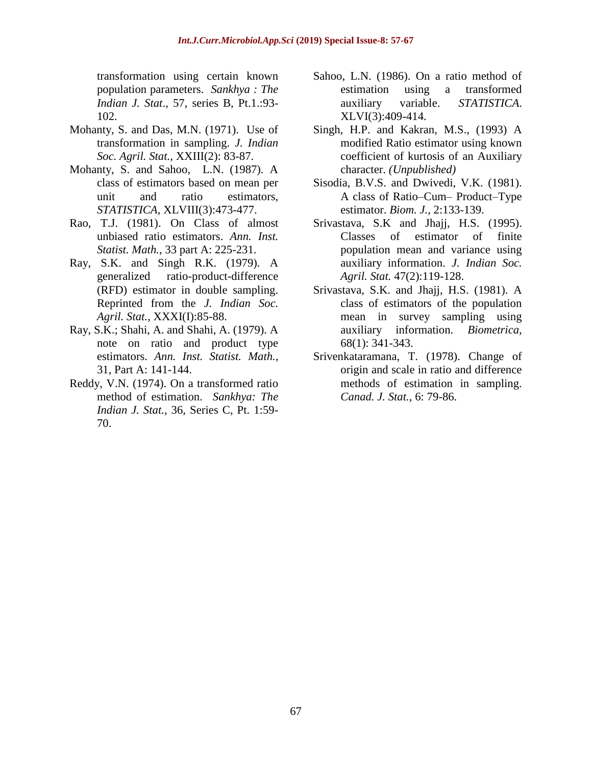transformation using certain known population parameters. *Sankhya : The Indian J. Stat*., 57, series B, Pt.1.:93-102.

Mohanty, S. and Das, M.N. (1971). Use of transformation in sampling. *J. Indian Soc. Agril. Stat.,* XXIII(2): 83-87.

Mohanty, S. and Sahoo, L.N. (1987). A class of estimators based on mean per unit and ratio estimators, *STATISTICA*, XLVIII(3):473-477.

Rao, T.J. (1981). On Class of almost unbiased ratio estimators. *Ann. Inst. Statist. Math.*, 33 part A: 225-231.

Ray, S.K. and Singh R.K. (1979). A generalized ratio-product-difference (RFD) estimator in double sampling. Reprinted from the *J. Indian Soc. Agril. Stat.*, XXXI(I):85-88.

Ray, S.K.; Shahi, A. and Shahi, A. (1979). A note on ratio and product type estimators. *Ann. Inst. Statist. Math.*, 31, Part A: 141-144.

Reddy, V.N. (1974). On a transformed ratio method of estimation. *Sankhya: The Indian J. Stat.*, 36, Series C, Pt. 1:59-70.

Sahoo, L.N. (1986). On a ratio method of estimation using a transformed auxiliary variable. *STATISTICA.* XLVI(3):409-414.

Singh, H.P. and Kakran, M.S., (1993) A modified Ratio estimator using known coefficient of kurtosis of an Auxiliary character. *(Unpublished)*

Sisodia, B.V.S. and Dwivedi, V.K. (1981). A class of Ratio–Cum– Product–Type estimator. *Biom. J.*, 2:133-139.

Srivastava, S.K and Jhajj, H.S. (1995). Classes of estimator of finite population mean and variance using auxiliary information. *J. Indian Soc. Agril. Stat.* 47(2):119-128.

Srivastava, S.K. and Jhajj, H.S. (1981). A class of estimators of the population mean in survey sampling using auxiliary information. *Biometrica,* 68(1): 341-343.

Srivenkataramana, T. (1978). Change of origin and scale in ratio and difference methods of estimation in sampling. *Canad. J. Stat.*, 6: 79-86.